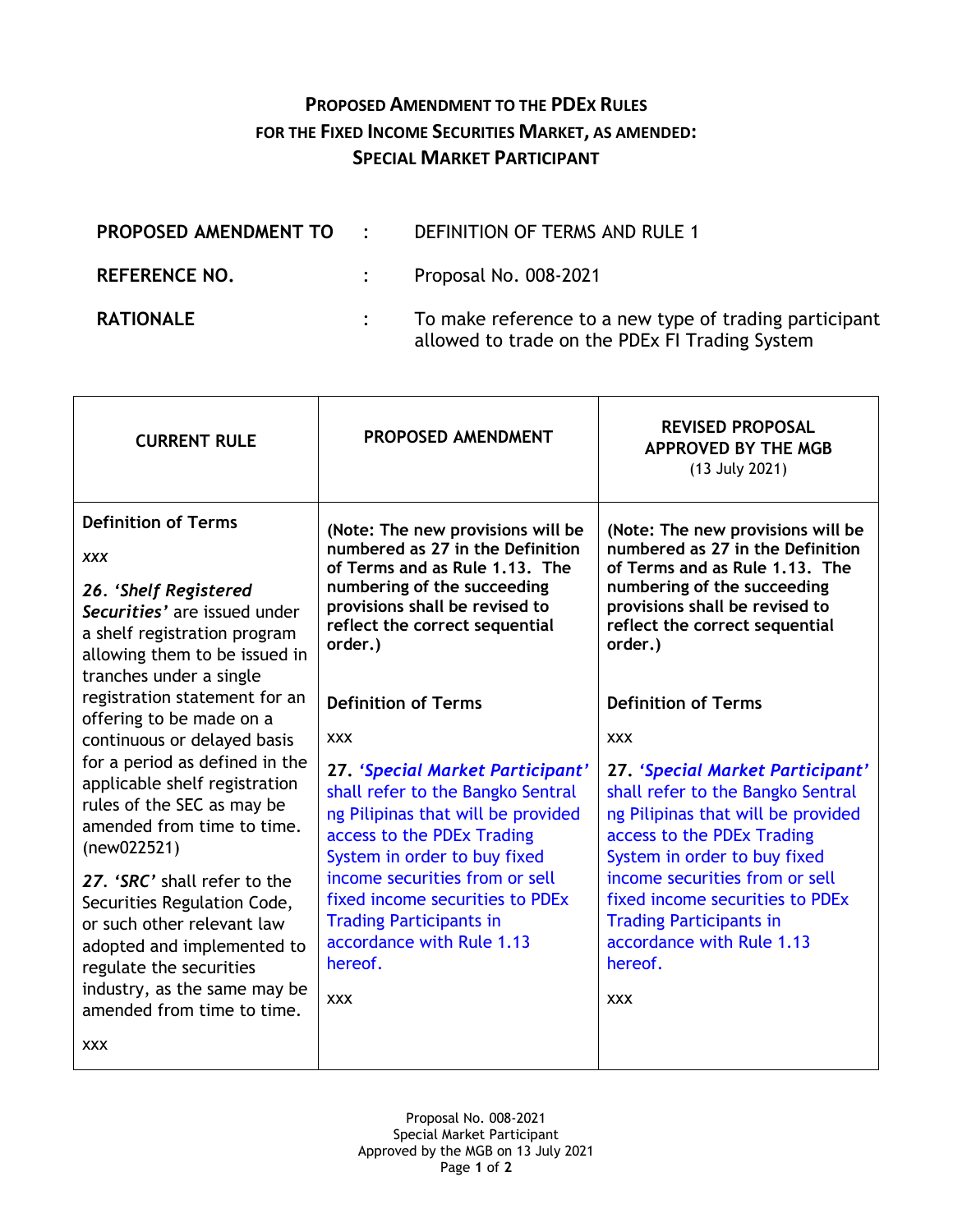# **Proposed Amendment to the PDEx Rules for the Fixed Income Securities Market, as amended: Special Market Participant**

**PROPOSED AMENDMENT TO** : DEFINITION OF TERMS AND RULE 1

**REFERENCE NO.** : Proposal No. 008-2021

**RATIONALE** : To make reference to a new type of trading participant allowed to trade on the PDEx FI Trading System

| **CURRENT RULE** | **PROPOSED AMENDMENT** | **REVISED PROPOSAL APPROVED BY THE MGB** (13 July 2021) |
|---|---|---|
| **Definition of Terms**<br><br>*xxx*<br><br>*26. ‘Shelf Registered Securities’* are issued under a shelf registration program allowing them to be issued in tranches under a single registration statement for an offering to be made on a continuous or delayed basis for a period as defined in the applicable shelf registration rules of the SEC as may be amended from time to time. (new022521)<br><br>*27. ‘SRC’* shall refer to the Securities Regulation Code, or such other relevant law adopted and implemented to regulate the securities industry, as the same may be amended from time to time.<br><br>xxx | **(Note: The new provisions will be numbered as 27 in the Definition of Terms and as Rule 1.13. The numbering of the succeeding provisions shall be revised to reflect the correct sequential order.)**<br><br>**Definition of Terms**<br><br>xxx<br><br>**27.** ***‘Special Market Participant’*** shall refer to the Bangko Sentral ng Pilipinas that will be provided access to the PDEx Trading System in order to buy fixed income securities from or sell fixed income securities to PDEx Trading Participants in accordance with Rule 1.13 hereof.<br><br>xxx | **(Note: The new provisions will be numbered as 27 in the Definition of Terms and as Rule 1.13. The numbering of the succeeding provisions shall be revised to reflect the correct sequential order.)**<br><br>**Definition of Terms**<br><br>xxx<br><br>**27.** ***‘Special Market Participant’*** shall refer to the Bangko Sentral ng Pilipinas that will be provided access to the PDEx Trading System in order to buy fixed income securities from or sell fixed income securities to PDEx Trading Participants in accordance with Rule 1.13 hereof.<br><br>xxx |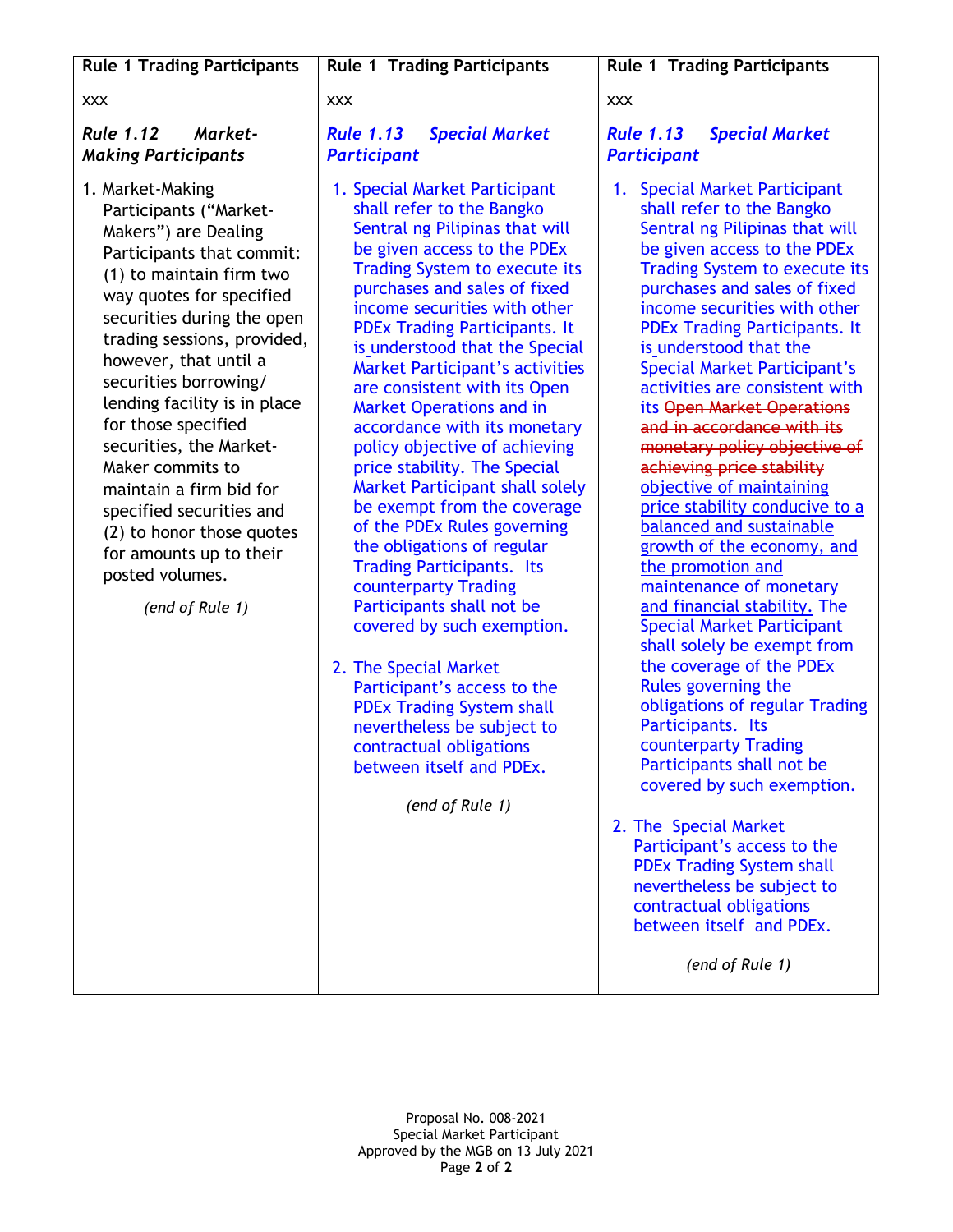| Rule 1 Trading Participants | Rule 1 Trading Participants | Rule 1 Trading Participants |
|---|---|---|
| xxx | xxx | xxx |
| ***Rule 1.12 Market-Making Participants*** | ***Rule 1.13 Special Market Participant*** | ***Rule 1.13 Special Market Participant*** |
| 1. Market-Making Participants ("Market-Makers") are Dealing Participants that commit: (1) to maintain firm two way quotes for specified securities during the open trading sessions, provided, however, that until a securities borrowing/ lending facility is in place for those specified securities, the Market-Maker commits to maintain a firm bid for specified securities and (2) to honor those quotes for amounts up to their posted volumes.<br><br>*(end of Rule 1)* | 1. Special Market Participant shall refer to the Bangko Sentral ng Pilipinas that will be given access to the PDEx Trading System to execute its purchases and sales of fixed income securities with other PDEx Trading Participants. It is understood that the Special Market Participant's activities are consistent with its Open Market Operations and in accordance with its monetary policy objective of achieving price stability. The Special Market Participant shall solely be exempt from the coverage of the PDEx Rules governing the obligations of regular Trading Participants. Its counterparty Trading Participants shall not be covered by such exemption.<br><br>2. The Special Market Participant's access to the PDEx Trading System shall nevertheless be subject to contractual obligations between itself and PDEx.<br><br>*(end of Rule 1)* | 1. Special Market Participant shall refer to the Bangko Sentral ng Pilipinas that will be given access to the PDEx Trading System to execute its purchases and sales of fixed income securities with other PDEx Trading Participants. It is understood that the Special Market Participant's activities are consistent with its ~~Open Market Operations and in accordance with its monetary policy objective of achieving price stability~~ objective of maintaining price stability conducive to a balanced and sustainable growth of the economy, and the promotion and maintenance of monetary and financial stability. The Special Market Participant shall solely be exempt from the coverage of the PDEx Rules governing the obligations of regular Trading Participants. Its counterparty Trading Participants shall not be covered by such exemption.<br><br>2. The Special Market Participant's access to the PDEx Trading System shall nevertheless be subject to contractual obligations between itself and PDEx.<br><br>*(end of Rule 1)* |

Proposal No. 008-2021
Special Market Participant
Approved by the MGB on 13 July 2021